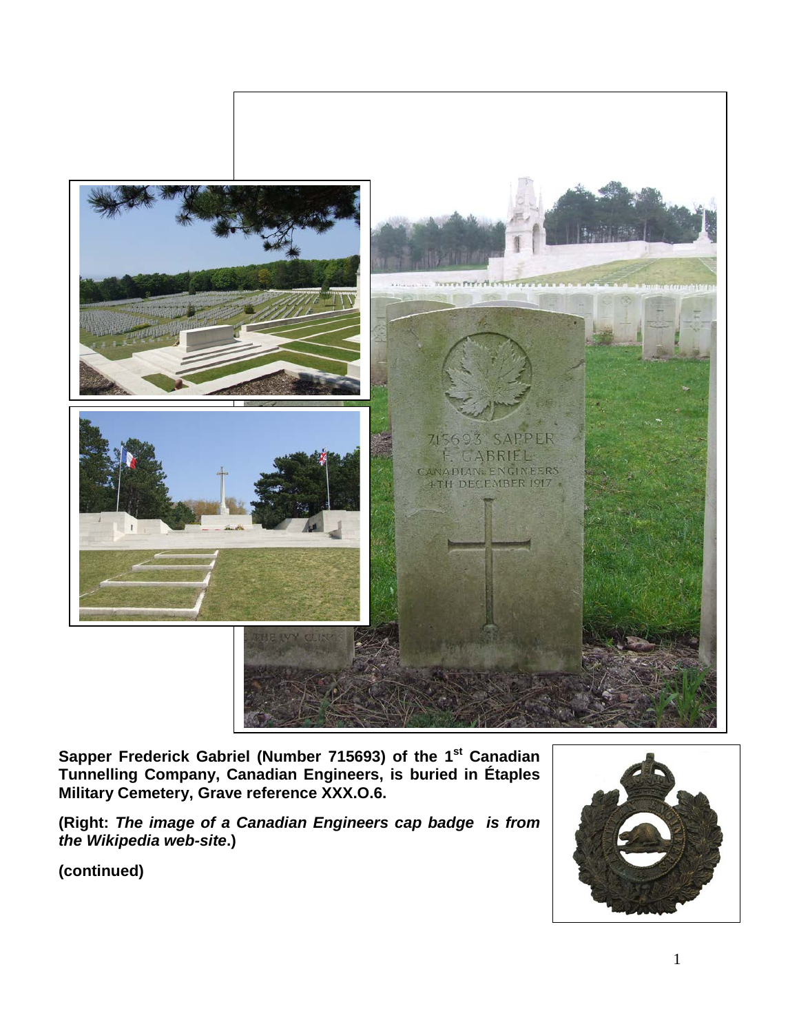**Sapper Frederick Gabriel (Number 715693) of the 1st Canadian Tunnelling Company, Canadian Engineers, is buried in Étaples Military Cemetery, Grave reference XXX.O.6.**

**(Right: *The image of a Canadian Engineers cap badge is from the Wikipedia web-site*.)**

**(continued)**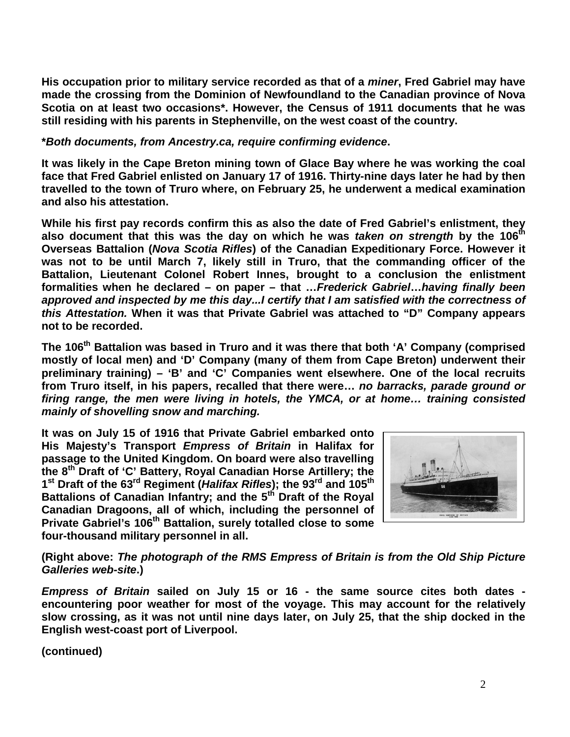**His occupation prior to military service recorded as that of a *miner*, Fred Gabriel may have made the crossing from the Dominion of Newfoundland to the Canadian province of Nova Scotia on at least two occasions*. However, the Census of 1911 documents that he was still residing with his parents in Stephenville, on the west coast of the country.**

***Both documents, from Ancestry.ca, require confirming evidence*.**

**It was likely in the Cape Breton mining town of Glace Bay where he was working the coal face that Fred Gabriel enlisted on January 17 of 1916. Thirty-nine days later he had by then travelled to the town of Truro where, on February 25, he underwent a medical examination and also his attestation.**

**While his first pay records confirm this as also the date of Fred Gabriel's enlistment, they also document that this was the day on which he was *taken on strength* by the 106th Overseas Battalion (*Nova Scotia Rifles*) of the Canadian Expeditionary Force. However it was not to be until March 7, likely still in Truro, that the commanding officer of the Battalion, Lieutenant Colonel Robert Innes, brought to a conclusion the enlistment formalities when he declared – on paper – that …*Frederick Gabriel…having finally been approved and inspected by me this day...I certify that I am satisfied with the correctness of this Attestation.* When it was that Private Gabriel was attached to "D" Company appears not to be recorded.**

**The 106th Battalion was based in Truro and it was there that both 'A' Company (comprised mostly of local men) and 'D' Company (many of them from Cape Breton) underwent their preliminary training) – 'B' and 'C' Companies went elsewhere. One of the local recruits from Truro itself, in his papers, recalled that there were… *no barracks, parade ground or firing range, the men were living in hotels, the YMCA, or at home… training consisted mainly of shovelling snow and marching.***

**It was on July 15 of 1916 that Private Gabriel embarked onto His Majesty's Transport *Empress of Britain* in Halifax for passage to the United Kingdom. On board were also travelling the 8th Draft of 'C' Battery, Royal Canadian Horse Artillery; the 1st Draft of the 63rd Regiment (*Halifax Rifles*); the 93rd and 105th Battalions of Canadian Infantry; and the 5th Draft of the Royal Canadian Dragoons, all of which, including the personnel of Private Gabriel's 106th Battalion, surely totalled close to some four-thousand military personnel in all.**

**(Right above: *The photograph of the RMS Empress of Britain is from the Old Ship Picture Galleries web-site*.)**

***Empress of Britain* sailed on July 15 or 16 - the same source cites both dates - encountering poor weather for most of the voyage. This may account for the relatively slow crossing, as it was not until nine days later, on July 25, that the ship docked in the English west-coast port of Liverpool.**

**(continued)**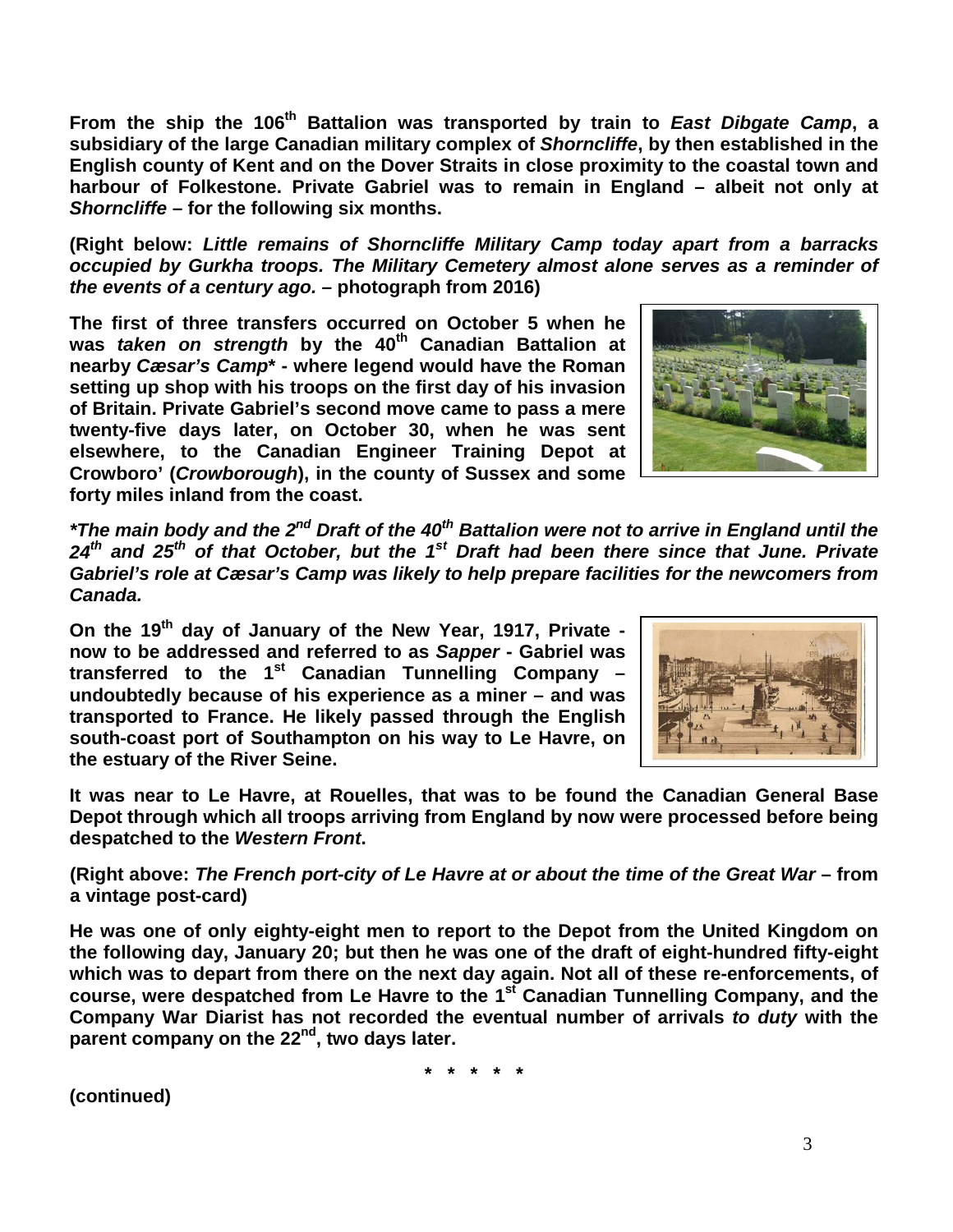**From the ship the 106th Battalion was transported by train to *East Dibgate Camp*, a subsidiary of the large Canadian military complex of *Shorncliffe*, by then established in the English county of Kent and on the Dover Straits in close proximity to the coastal town and harbour of Folkestone. Private Gabriel was to remain in England – albeit not only at *Shorncliffe* – for the following six months.**

**(Right below: *Little remains of Shorncliffe Military Camp today apart from a barracks occupied by Gurkha troops. The Military Cemetery almost alone serves as a reminder of the events of a century ago.* – photograph from 2016)**

**The first of three transfers occurred on October 5 when he was *taken on strength* by the 40th Canadian Battalion at nearby *Cæsar's Camp*\* - where legend would have the Roman setting up shop with his troops on the first day of his invasion of Britain. Private Gabriel's second move came to pass a mere twenty-five days later, on October 30, when he was sent elsewhere, to the Canadian Engineer Training Depot at Crowboro' (*Crowborough*), in the county of Sussex and some forty miles inland from the coast.**

***\*The main body and the 2nd Draft of the 40th Battalion were not to arrive in England until the 24th and 25th of that October, but the 1st Draft had been there since that June. Private Gabriel's role at Cæsar's Camp was likely to help prepare facilities for the newcomers from Canada.***

**On the 19th day of January of the New Year, 1917, Private - now to be addressed and referred to as *Sapper* - Gabriel was transferred to the 1st Canadian Tunnelling Company – undoubtedly because of his experience as a miner – and was transported to France. He likely passed through the English south-coast port of Southampton on his way to Le Havre, on the estuary of the River Seine.**

**It was near to Le Havre, at Rouelles, that was to be found the Canadian General Base Depot through which all troops arriving from England by now were processed before being despatched to the *Western Front*.**

**(Right above: *The French port-city of Le Havre at or about the time of the Great War* – from a vintage post-card)**

**He was one of only eighty-eight men to report to the Depot from the United Kingdom on the following day, January 20; but then he was one of the draft of eight-hundred fifty-eight which was to depart from there on the next day again. Not all of these re-enforcements, of course, were despatched from Le Havre to the 1st Canadian Tunnelling Company, and the Company War Diarist has not recorded the eventual number of arrivals *to duty* with the parent company on the 22nd, two days later.**

**\* \* \* \* \***

**(continued)**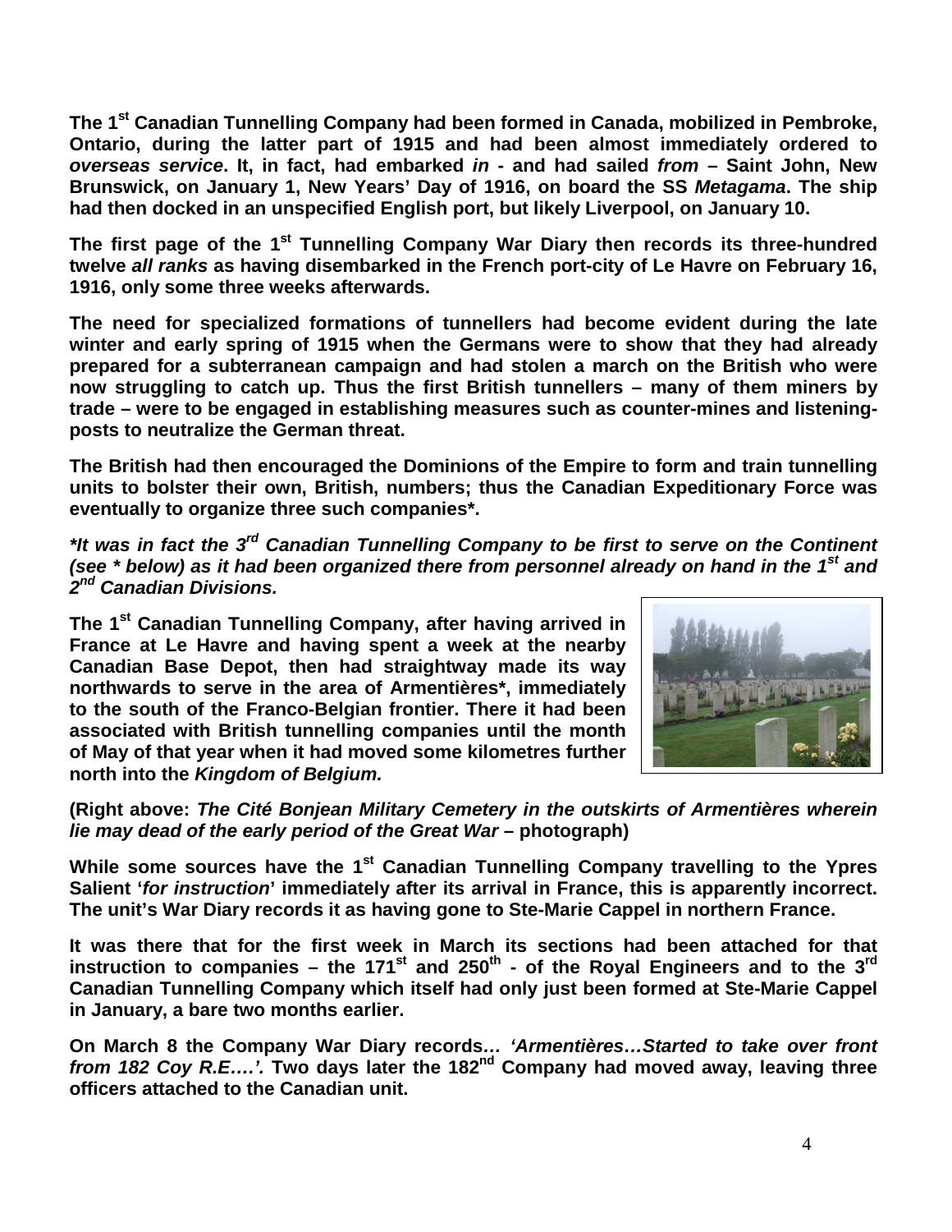**The 1st Canadian Tunnelling Company had been formed in Canada, mobilized in Pembroke, Ontario, during the latter part of 1915 and had been almost immediately ordered to *overseas service*. It, in fact, had embarked *in* - and had sailed *from* – Saint John, New Brunswick, on January 1, New Years' Day of 1916, on board the SS *Metagama*. The ship had then docked in an unspecified English port, but likely Liverpool, on January 10.**

**The first page of the 1st Tunnelling Company War Diary then records its three-hundred twelve *all ranks* as having disembarked in the French port-city of Le Havre on February 16, 1916, only some three weeks afterwards.**

**The need for specialized formations of tunnellers had become evident during the late winter and early spring of 1915 when the Germans were to show that they had already prepared for a subterranean campaign and had stolen a march on the British who were now struggling to catch up. Thus the first British tunnellers – many of them miners by trade – were to be engaged in establishing measures such as counter-mines and listening-posts to neutralize the German threat.**

**The British had then encouraged the Dominions of the Empire to form and train tunnelling units to bolster their own, British, numbers; thus the Canadian Expeditionary Force was eventually to organize three such companies*.**

***\*It was in fact the 3rd Canadian Tunnelling Company to be first to serve on the Continent (see \* below) as it had been organized there from personnel already on hand in the 1st and 2nd Canadian Divisions.***

**The 1st Canadian Tunnelling Company, after having arrived in France at Le Havre and having spent a week at the nearby Canadian Base Depot, then had straightway made its way northwards to serve in the area of Armentières*, immediately to the south of the Franco-Belgian frontier. There it had been associated with British tunnelling companies until the month of May of that year when it had moved some kilometres further north into the *Kingdom of Belgium.***

**(Right above: *The Cité Bonjean Military Cemetery in the outskirts of Armentières wherein lie may dead of the early period of the Great War* – photograph)**

**While some sources have the 1st Canadian Tunnelling Company travelling to the Ypres Salient '*for instruction*' immediately after its arrival in France, this is apparently incorrect. The unit's War Diary records it as having gone to Ste-Marie Cappel in northern France.**

**It was there that for the first week in March its sections had been attached for that instruction to companies – the 171st and 250th - of the Royal Engineers and to the 3rd Canadian Tunnelling Company which itself had only just been formed at Ste-Marie Cappel in January, a bare two months earlier.**

**On March 8 the Company War Diary records*… 'Armentières…Started to take over front from 182 Coy R.E.…'.* Two days later the 182nd Company had moved away, leaving three officers attached to the Canadian unit.**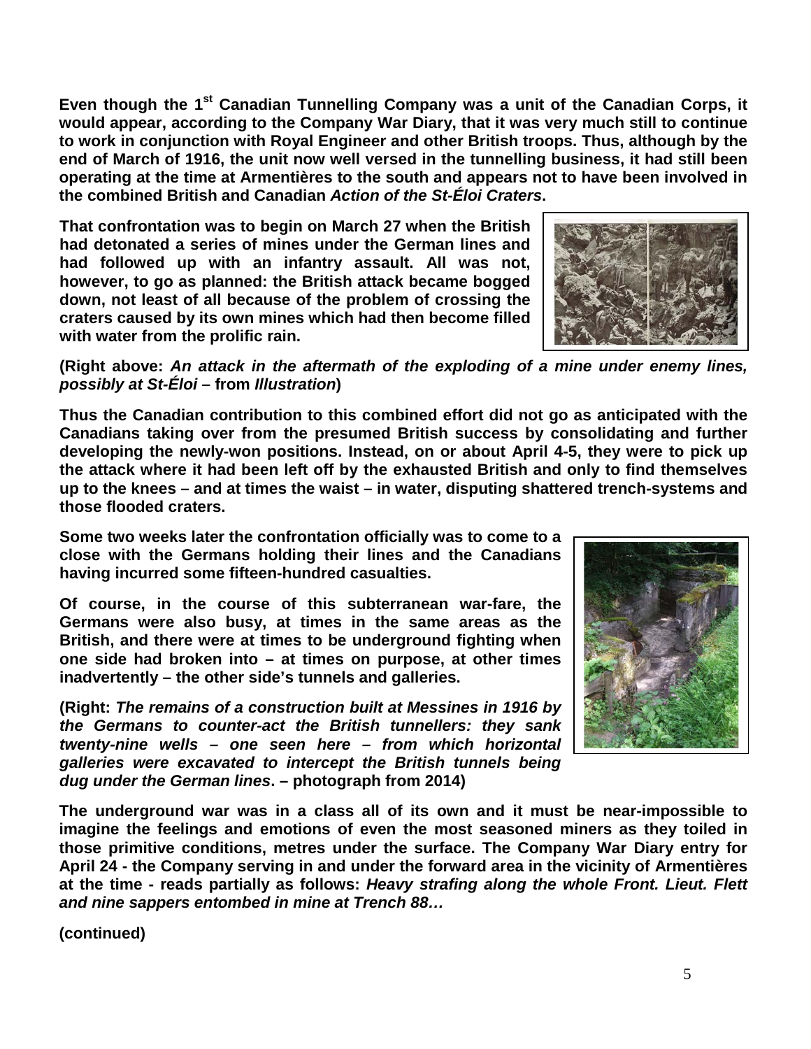**Even though the 1st Canadian Tunnelling Company was a unit of the Canadian Corps, it would appear, according to the Company War Diary, that it was very much still to continue to work in conjunction with Royal Engineer and other British troops. Thus, although by the end of March of 1916, the unit now well versed in the tunnelling business, it had still been operating at the time at Armentières to the south and appears not to have been involved in the combined British and Canadian *Action of the St-Éloi Craters*.**

**That confrontation was to begin on March 27 when the British had detonated a series of mines under the German lines and had followed up with an infantry assault. All was not, however, to go as planned: the British attack became bogged down, not least of all because of the problem of crossing the craters caused by its own mines which had then become filled with water from the prolific rain.**

**(Right above: *An attack in the aftermath of the exploding of a mine under enemy lines, possibly at St-Éloi* – from *Illustration*)**

**Thus the Canadian contribution to this combined effort did not go as anticipated with the Canadians taking over from the presumed British success by consolidating and further developing the newly-won positions. Instead, on or about April 4-5, they were to pick up the attack where it had been left off by the exhausted British and only to find themselves up to the knees – and at times the waist – in water, disputing shattered trench-systems and those flooded craters.**

**Some two weeks later the confrontation officially was to come to a close with the Germans holding their lines and the Canadians having incurred some fifteen-hundred casualties.**

**Of course, in the course of this subterranean war-fare, the Germans were also busy, at times in the same areas as the British, and there were at times to be underground fighting when one side had broken into – at times on purpose, at other times inadvertently – the other side's tunnels and galleries.**

**(Right: *The remains of a construction built at Messines in 1916 by the Germans to counter-act the British tunnellers: they sank twenty-nine wells – one seen here – from which horizontal galleries were excavated to intercept the British tunnels being dug under the German lines*. – photograph from 2014)**

**The underground war was in a class all of its own and it must be near-impossible to imagine the feelings and emotions of even the most seasoned miners as they toiled in those primitive conditions, metres under the surface. The Company War Diary entry for April 24 - the Company serving in and under the forward area in the vicinity of Armentières at the time - reads partially as follows: *Heavy strafing along the whole Front. Lieut. Flett and nine sappers entombed in mine at Trench 88…***

**(continued)**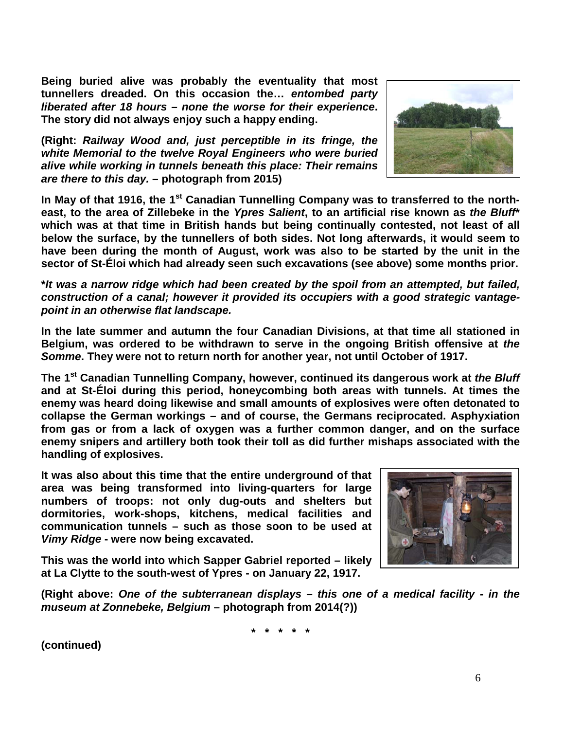**Being buried alive was probably the eventuality that most tunnellers dreaded. On this occasion the…** ***entombed party liberated after 18 hours – none the worse for their experience*****. The story did not always enjoy such a happy ending.**

**(Right:** ***Railway Wood and, just perceptible in its fringe, the white Memorial to the twelve Royal Engineers who were buried alive while working in tunnels beneath this place: Their remains are there to this day.*** **– photograph from 2015)**

**In May of that 1916, the 1st Canadian Tunnelling Company was to transferred to the north-east, to the area of Zillebeke in the** ***Ypres Salient*****, to an artificial rise known as** ***the Bluff******** **which was at that time in British hands but being continually contested, not least of all below the surface, by the tunnellers of both sides. Not long afterwards, it would seem to have been during the month of August, work was also to be started by the unit in the sector of St-Éloi which had already seen such excavations (see above) some months prior.**

***It was a narrow ridge which had been created by the spoil from an attempted, but failed, construction of a canal; however it provided its occupiers with a good strategic vantage-point in an otherwise flat landscape.***

**In the late summer and autumn the four Canadian Divisions, at that time all stationed in Belgium, was ordered to be withdrawn to serve in the ongoing British offensive at** ***the Somme*****. They were not to return north for another year, not until October of 1917.**

**The 1st Canadian Tunnelling Company, however, continued its dangerous work at** ***the Bluff*** **and at St-Éloi during this period, honeycombing both areas with tunnels. At times the enemy was heard doing likewise and small amounts of explosives were often detonated to collapse the German workings – and of course, the Germans reciprocated. Asphyxiation from gas or from a lack of oxygen was a further common danger, and on the surface enemy snipers and artillery both took their toll as did further mishaps associated with the handling of explosives.**

**It was also about this time that the entire underground of that area was being transformed into living-quarters for large numbers of troops: not only dug-outs and shelters but dormitories, work-shops, kitchens, medical facilities and communication tunnels – such as those soon to be used at** ***Vimy Ridge*** **- were now being excavated.**

**This was the world into which Sapper Gabriel reported – likely at La Clytte to the south-west of Ypres - on January 22, 1917.**

**(Right above:** ***One of the subterranean displays – this one of a medical facility - in the museum at Zonnebeke, Belgium*** **– photograph from 2014(?))**

**\* \* \* \* \***

**(continued)**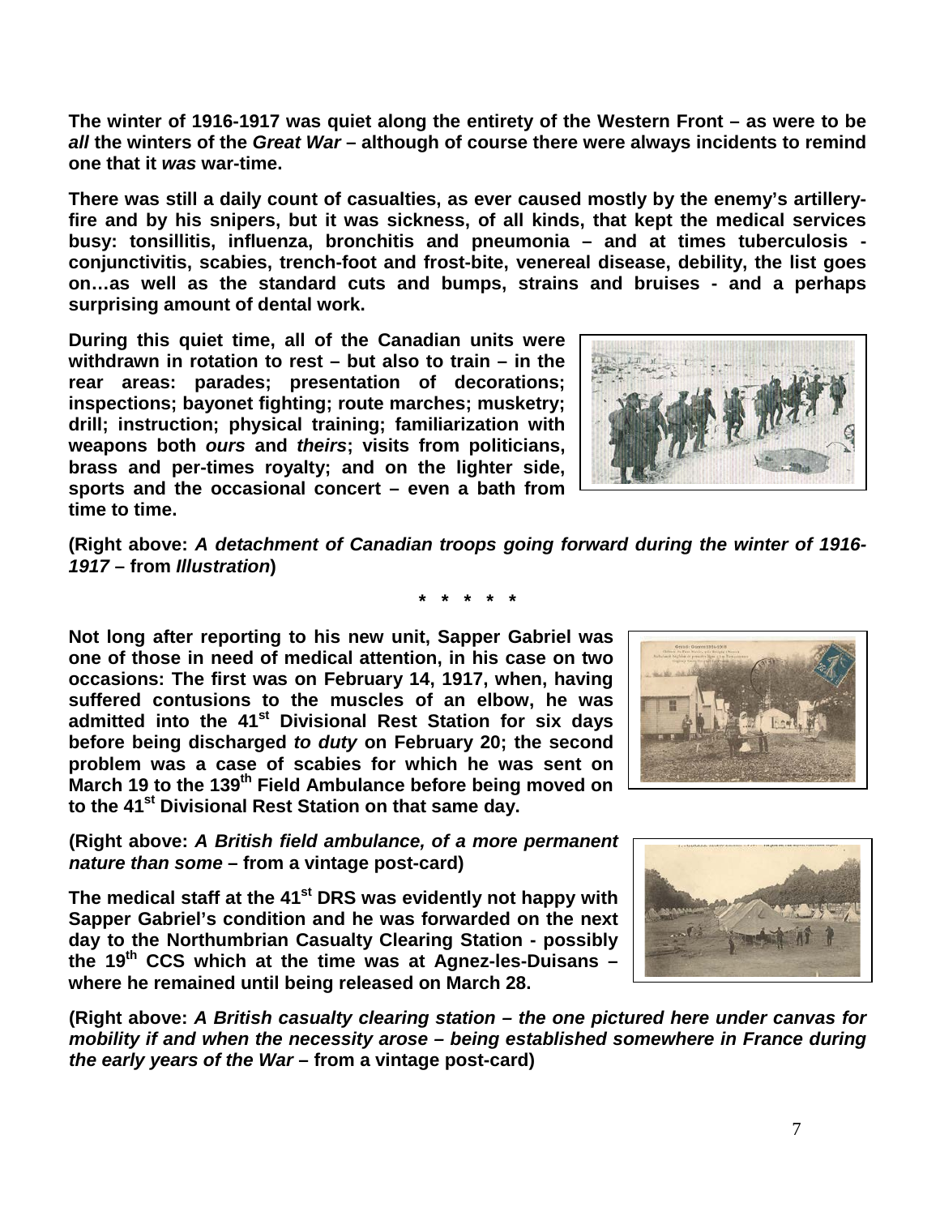**The winter of 1916-1917 was quiet along the entirety of the Western Front – as were to be *all* the winters of the *Great War* – although of course there were always incidents to remind one that it *was* war-time.**

**There was still a daily count of casualties, as ever caused mostly by the enemy's artillery-fire and by his snipers, but it was sickness, of all kinds, that kept the medical services busy: tonsillitis, influenza, bronchitis and pneumonia – and at times tuberculosis - conjunctivitis, scabies, trench-foot and frost-bite, venereal disease, debility, the list goes on…as well as the standard cuts and bumps, strains and bruises - and a perhaps surprising amount of dental work.**

**During this quiet time, all of the Canadian units were withdrawn in rotation to rest – but also to train – in the rear areas: parades; presentation of decorations; inspections; bayonet fighting; route marches; musketry; drill; instruction; physical training; familiarization with weapons both *ours* and *theirs*; visits from politicians, brass and per-times royalty; and on the lighter side, sports and the occasional concert – even a bath from time to time.**

**(Right above: *A detachment of Canadian troops going forward during the winter of 1916-1917* – from *Illustration*)**

**\* \* \* \* \***

**Not long after reporting to his new unit, Sapper Gabriel was one of those in need of medical attention, in his case on two occasions: The first was on February 14, 1917, when, having suffered contusions to the muscles of an elbow, he was admitted into the 41st Divisional Rest Station for six days before being discharged *to duty* on February 20; the second problem was a case of scabies for which he was sent on March 19 to the 139th Field Ambulance before being moved on to the 41st Divisional Rest Station on that same day.**

**(Right above: *A British field ambulance, of a more permanent nature than some* – from a vintage post-card)**

**The medical staff at the 41st DRS was evidently not happy with Sapper Gabriel's condition and he was forwarded on the next day to the Northumbrian Casualty Clearing Station - possibly the 19th CCS which at the time was at Agnez-les-Duisans – where he remained until being released on March 28.**

**(Right above: *A British casualty clearing station – the one pictured here under canvas for mobility if and when the necessity arose – being established somewhere in France during the early years of the War* – from a vintage post-card)**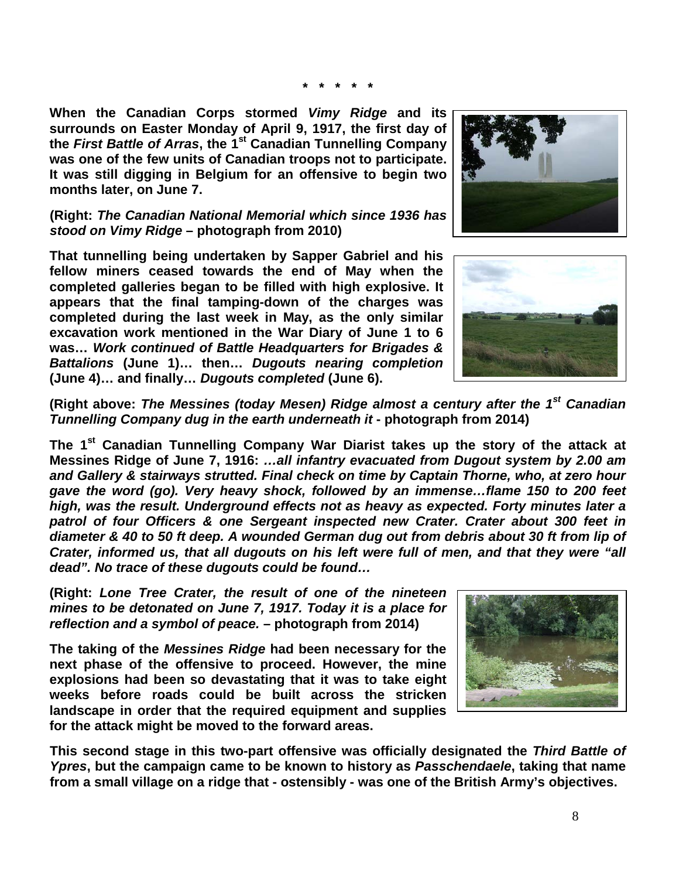**\* \* \* \* \***

**When the Canadian Corps stormed *Vimy Ridge* and its surrounds on Easter Monday of April 9, 1917, the first day of the *First Battle of Arras*, the 1st Canadian Tunnelling Company was one of the few units of Canadian troops not to participate. It was still digging in Belgium for an offensive to begin two months later, on June 7.**

**(Right: *The Canadian National Memorial which since 1936 has stood on Vimy Ridge* – photograph from 2010)**

**That tunnelling being undertaken by Sapper Gabriel and his fellow miners ceased towards the end of May when the completed galleries began to be filled with high explosive. It appears that the final tamping-down of the charges was completed during the last week in May, as the only similar excavation work mentioned in the War Diary of June 1 to 6 was… *Work continued of Battle Headquarters for Brigades & Battalions* (June 1)… then… *Dugouts nearing completion* (June 4)… and finally… *Dugouts completed* (June 6).**

**(Right above: *The Messines (today Mesen) Ridge almost a century after the 1st Canadian Tunnelling Company dug in the earth underneath it* - photograph from 2014)**

**The 1st Canadian Tunnelling Company War Diarist takes up the story of the attack at Messines Ridge of June 7, 1916: *…all infantry evacuated from Dugout system by 2.00 am and Gallery & stairways strutted. Final check on time by Captain Thorne, who, at zero hour gave the word (go). Very heavy shock, followed by an immense…flame 150 to 200 feet high, was the result. Underground effects not as heavy as expected. Forty minutes later a patrol of four Officers & one Sergeant inspected new Crater. Crater about 300 feet in diameter & 40 to 50 ft deep. A wounded German dug out from debris about 30 ft from lip of Crater, informed us, that all dugouts on his left were full of men, and that they were "all dead". No trace of these dugouts could be found…***

**(Right: *Lone Tree Crater, the result of one of the nineteen mines to be detonated on June 7, 1917. Today it is a place for reflection and a symbol of peace.* – photograph from 2014)**

**The taking of the *Messines Ridge* had been necessary for the next phase of the offensive to proceed. However, the mine explosions had been so devastating that it was to take eight weeks before roads could be built across the stricken landscape in order that the required equipment and supplies for the attack might be moved to the forward areas.**

**This second stage in this two-part offensive was officially designated the *Third Battle of Ypres*, but the campaign came to be known to history as *Passchendaele*, taking that name from a small village on a ridge that - ostensibly - was one of the British Army's objectives.**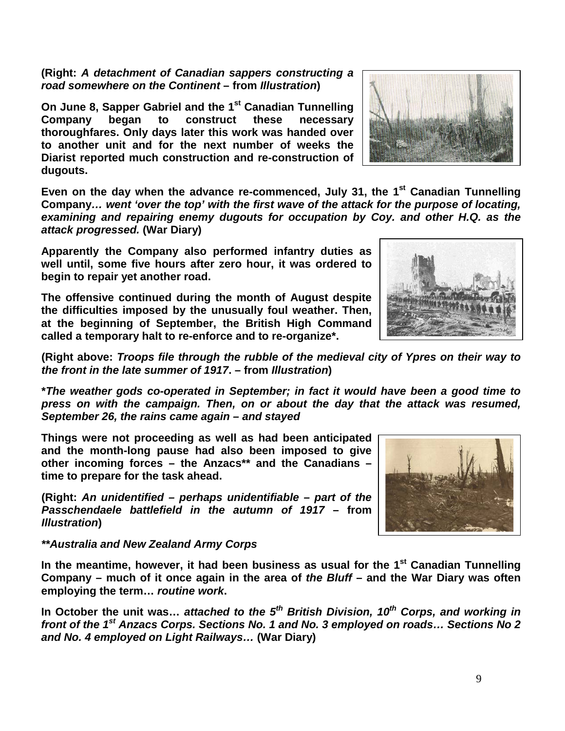**(Right: *A detachment of Canadian sappers constructing a road somewhere on the Continent* – from *Illustration*)**

**On June 8, Sapper Gabriel and the 1st Canadian Tunnelling Company began to construct these necessary thoroughfares. Only days later this work was handed over to another unit and for the next number of weeks the Diarist reported much construction and re-construction of dugouts.**

**Even on the day when the advance re-commenced, July 31, the 1st Canadian Tunnelling Company*… went 'over the top' with the first wave of the attack for the purpose of locating, examining and repairing enemy dugouts for occupation by Coy. and other H.Q. as the attack progressed.* (War Diary)**

**Apparently the Company also performed infantry duties as well until, some five hours after zero hour, it was ordered to begin to repair yet another road.**

**The offensive continued during the month of August despite the difficulties imposed by the unusually foul weather. Then, at the beginning of September, the British High Command called a temporary halt to re-enforce and to re-organize\*.**

**(Right above: *Troops file through the rubble of the medieval city of Ypres on their way to the front in the late summer of 1917*. – from *Illustration*)**

***\*The weather gods co-operated in September; in fact it would have been a good time to press on with the campaign. Then, on or about the day that the attack was resumed, September 26, the rains came again – and stayed***

**Things were not proceeding as well as had been anticipated and the month-long pause had also been imposed to give other incoming forces – the Anzacs\*\* and the Canadians – time to prepare for the task ahead.**

**(Right: *An unidentified – perhaps unidentifiable – part of the Passchendaele battlefield in the autumn of 1917* – from *Illustration*)**

***\*\*Australia and New Zealand Army Corps***

**In the meantime, however, it had been business as usual for the 1st Canadian Tunnelling Company – much of it once again in the area of *the Bluff* – and the War Diary was often employing the term…** ***routine work*.**

**In October the unit was…** ***attached to the 5th British Division, 10th Corps, and working in front of the 1st Anzacs Corps. Sections No. 1 and No. 3 employed on roads… Sections No 2 and No. 4 employed on Light Railways…*** **(War Diary)**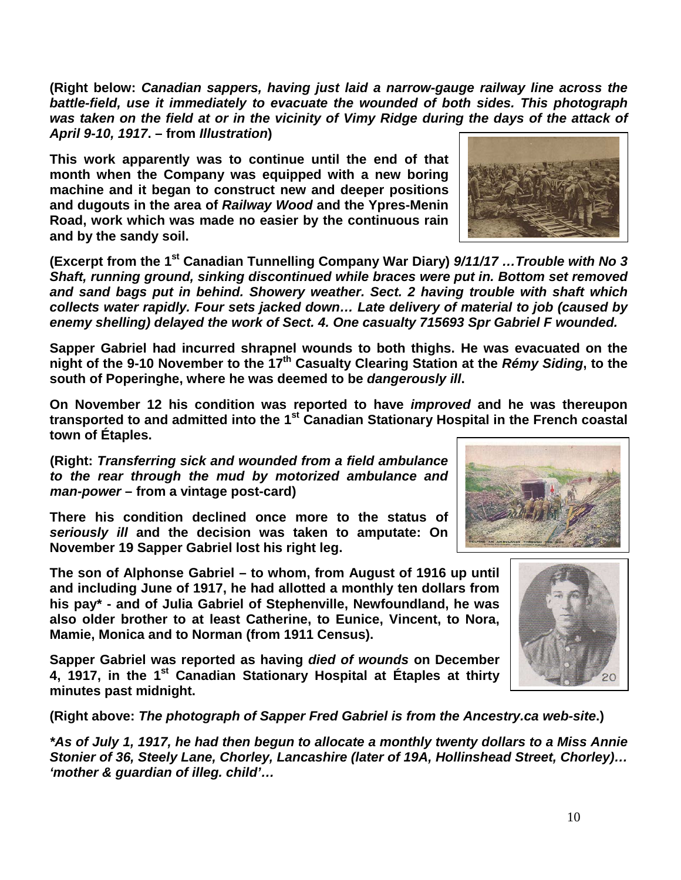**(Right below:** ***Canadian sappers, having just laid a narrow-gauge railway line across the battle-field, use it immediately to evacuate the wounded of both sides. This photograph was taken on the field at or in the vicinity of Vimy Ridge during the days of the attack of April 9-10, 1917*** **– from** ***Illustration*****)**

**This work apparently was to continue until the end of that month when the Company was equipped with a new boring machine and it began to construct new and deeper positions and dugouts in the area of** ***Railway Wood*** **and the Ypres-Menin Road, work which was made no easier by the continuous rain and by the sandy soil.**

**(Excerpt from the 1st Canadian Tunnelling Company War Diary)** ***9/11/17 …Trouble with No 3 Shaft, running ground, sinking discontinued while braces were put in. Bottom set removed and sand bags put in behind. Showery weather. Sect. 2 having trouble with shaft which collects water rapidly. Four sets jacked down… Late delivery of material to job (caused by enemy shelling) delayed the work of Sect. 4. One casualty 715693 Spr Gabriel F wounded.***

**Sapper Gabriel had incurred shrapnel wounds to both thighs. He was evacuated on the night of the 9-10 November to the 17th Casualty Clearing Station at the** ***Rémy Siding*****, to the south of Poperinghe, where he was deemed to be** ***dangerously ill*****.**

**On November 12 his condition was reported to have** ***improved*** **and he was thereupon transported to and admitted into the 1st Canadian Stationary Hospital in the French coastal town of Étaples.**

**(Right:** ***Transferring sick and wounded from a field ambulance to the rear through the mud by motorized ambulance and man-power*** **– from a vintage post-card)**

**There his condition declined once more to the status of** ***seriously ill*** **and the decision was taken to amputate: On November 19 Sapper Gabriel lost his right leg.**

**The son of Alphonse Gabriel – to whom, from August of 1916 up until and including June of 1917, he had allotted a monthly ten dollars from his pay\* - and of Julia Gabriel of Stephenville, Newfoundland, he was also older brother to at least Catherine, to Eunice, Vincent, to Nora, Mamie, Monica and to Norman (from 1911 Census).**

**Sapper Gabriel was reported as having** ***died of wounds*** **on December 4, 1917, in the 1st Canadian Stationary Hospital at Étaples at thirty minutes past midnight.**

**(Right above:** ***The photograph of Sapper Fred Gabriel is from the Ancestry.ca web-site*****.)**

***\*As of July 1, 1917, he had then begun to allocate a monthly twenty dollars to a Miss Annie Stonier of 36, Steely Lane, Chorley, Lancashire (later of 19A, Hollinshead Street, Chorley)… 'mother & guardian of illeg. child'…***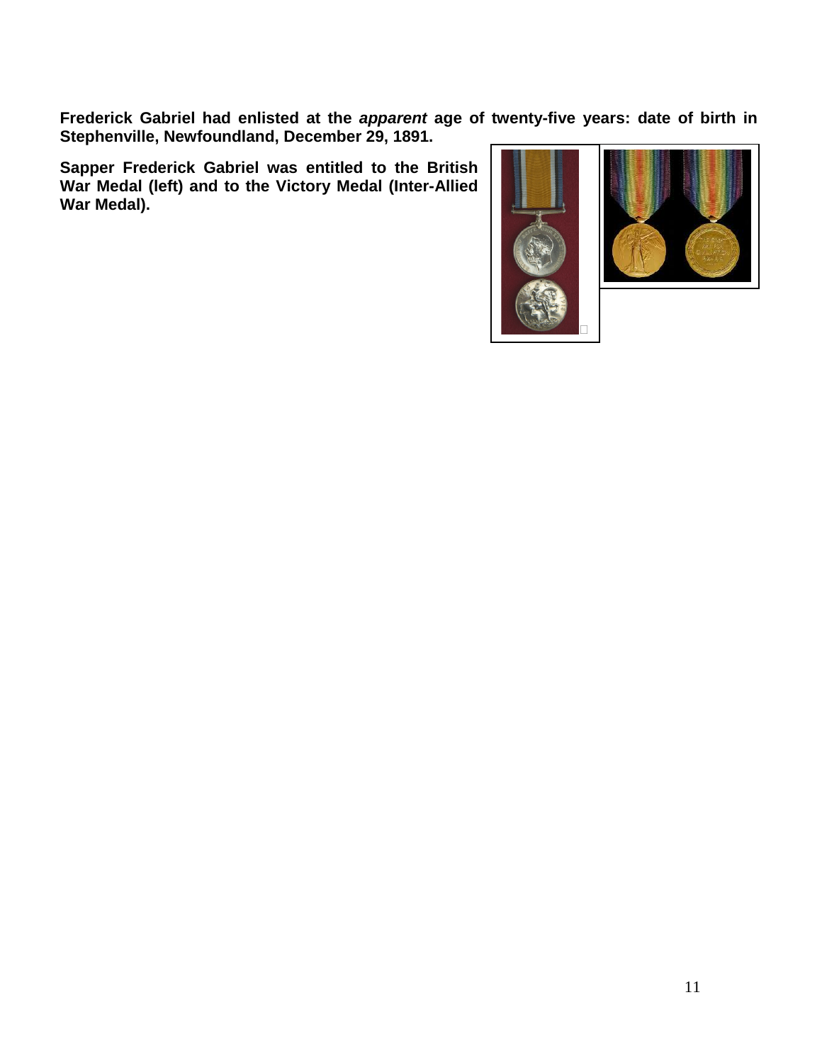**Frederick Gabriel had enlisted at the *apparent* age of twenty-five years: date of birth in Stephenville, Newfoundland, December 29, 1891.**

**Sapper Frederick Gabriel was entitled to the British War Medal (left) and to the Victory Medal (Inter-Allied War Medal).**